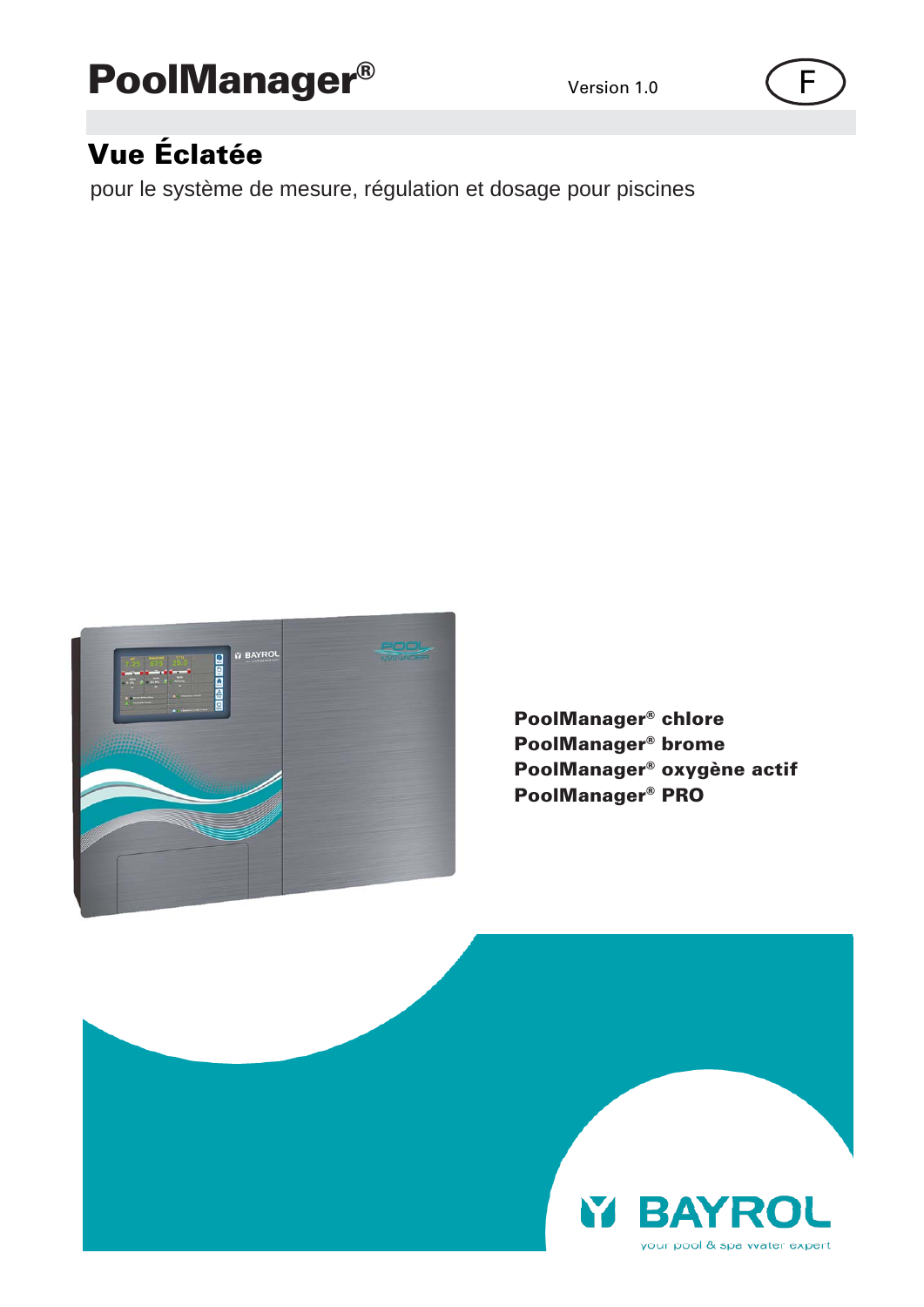# PoolManager®

Version 1.0

F

## Vue Éclatée

pour le système de mesure, régulation et dosage pour piscines

**PoolManager® chlore**
**PoolManager® brome**
**PoolManager® oxygène actif**
**PoolManager® PRO**

BAYROL

your pool & spa water expert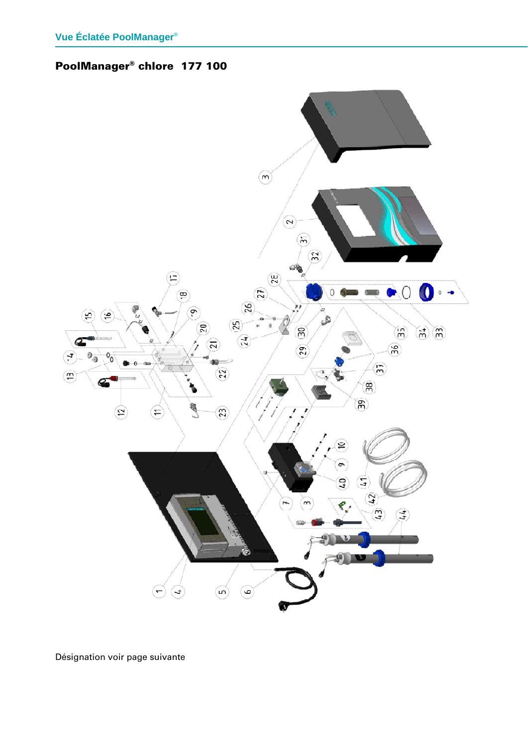## PoolManager® chlore  177 100

Désignation voir page suivante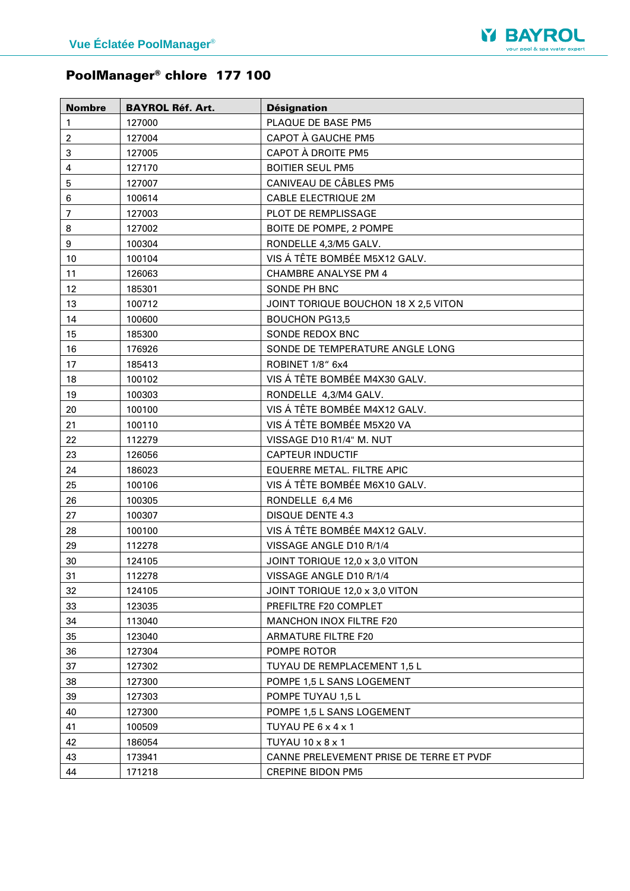## PoolManager® chlore 177 100

| Nombre | BAYROL Réf. Art. | Désignation |
|---|---|---|
| 1 | 127000 | PLAQUE DE BASE PM5 |
| 2 | 127004 | CAPOT À GAUCHE PM5 |
| 3 | 127005 | CAPOT À DROITE PM5 |
| 4 | 127170 | BOITIER SEUL PM5 |
| 5 | 127007 | CANIVEAU DE CÂBLES PM5 |
| 6 | 100614 | CABLE ELECTRIQUE 2M |
| 7 | 127003 | PLOT DE REMPLISSAGE |
| 8 | 127002 | BOITE DE POMPE, 2 POMPE |
| 9 | 100304 | RONDELLE 4,3/M5 GALV. |
| 10 | 100104 | VIS Á TÊTE BOMBÉE M5X12 GALV. |
| 11 | 126063 | CHAMBRE ANALYSE PM 4 |
| 12 | 185301 | SONDE PH BNC |
| 13 | 100712 | JOINT TORIQUE BOUCHON 18 X 2,5 VITON |
| 14 | 100600 | BOUCHON PG13,5 |
| 15 | 185300 | SONDE REDOX BNC |
| 16 | 176926 | SONDE DE TEMPERATURE ANGLE LONG |
| 17 | 185413 | ROBINET 1/8“ 6x4 |
| 18 | 100102 | VIS Á TÊTE BOMBÉE M4X30 GALV. |
| 19 | 100303 | RONDELLE 4,3/M4 GALV. |
| 20 | 100100 | VIS Á TÊTE BOMBÉE M4X12 GALV. |
| 21 | 100110 | VIS Á TÊTE BOMBÉE M5X20 VA |
| 22 | 112279 | VISSAGE D10 R1/4" M. NUT |
| 23 | 126056 | CAPTEUR INDUCTIF |
| 24 | 186023 | EQUERRE METAL. FILTRE APIC |
| 25 | 100106 | VIS Á TÊTE BOMBÉE M6X10 GALV. |
| 26 | 100305 | RONDELLE 6,4 M6 |
| 27 | 100307 | DISQUE DENTE 4.3 |
| 28 | 100100 | VIS Á TÊTE BOMBÉE M4X12 GALV. |
| 29 | 112278 | VISSAGE ANGLE D10 R/1/4 |
| 30 | 124105 | JOINT TORIQUE 12,0 x 3,0 VITON |
| 31 | 112278 | VISSAGE ANGLE D10 R/1/4 |
| 32 | 124105 | JOINT TORIQUE 12,0 x 3,0 VITON |
| 33 | 123035 | PREFILTRE F20 COMPLET |
| 34 | 113040 | MANCHON INOX FILTRE F20 |
| 35 | 123040 | ARMATURE FILTRE F20 |
| 36 | 127304 | POMPE ROTOR |
| 37 | 127302 | TUYAU DE REMPLACEMENT 1,5 L |
| 38 | 127300 | POMPE 1,5 L SANS LOGEMENT |
| 39 | 127303 | POMPE TUYAU 1,5 L |
| 40 | 127300 | POMPE 1,5 L SANS LOGEMENT |
| 41 | 100509 | TUYAU PE 6 x 4 x 1 |
| 42 | 186054 | TUYAU 10 x 8 x 1 |
| 43 | 173941 | CANNE PRELEVEMENT PRISE DE TERRE ET PVDF |
| 44 | 171218 | CREPINE BIDON PM5 |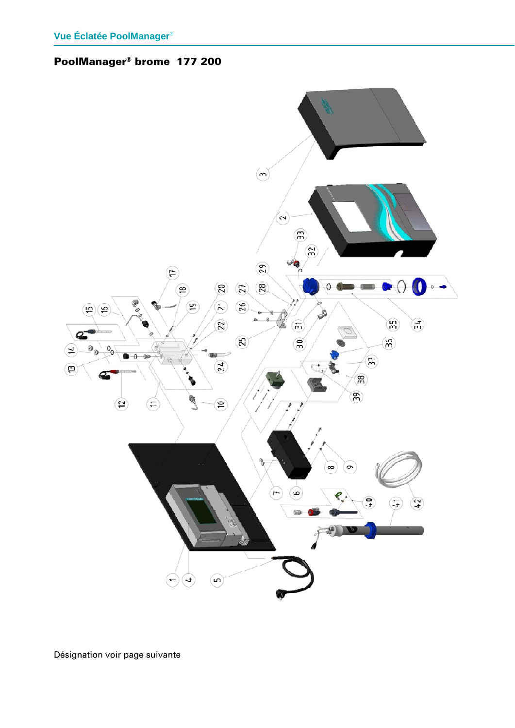## PoolManager® brome 177 200

Désignation voir page suivante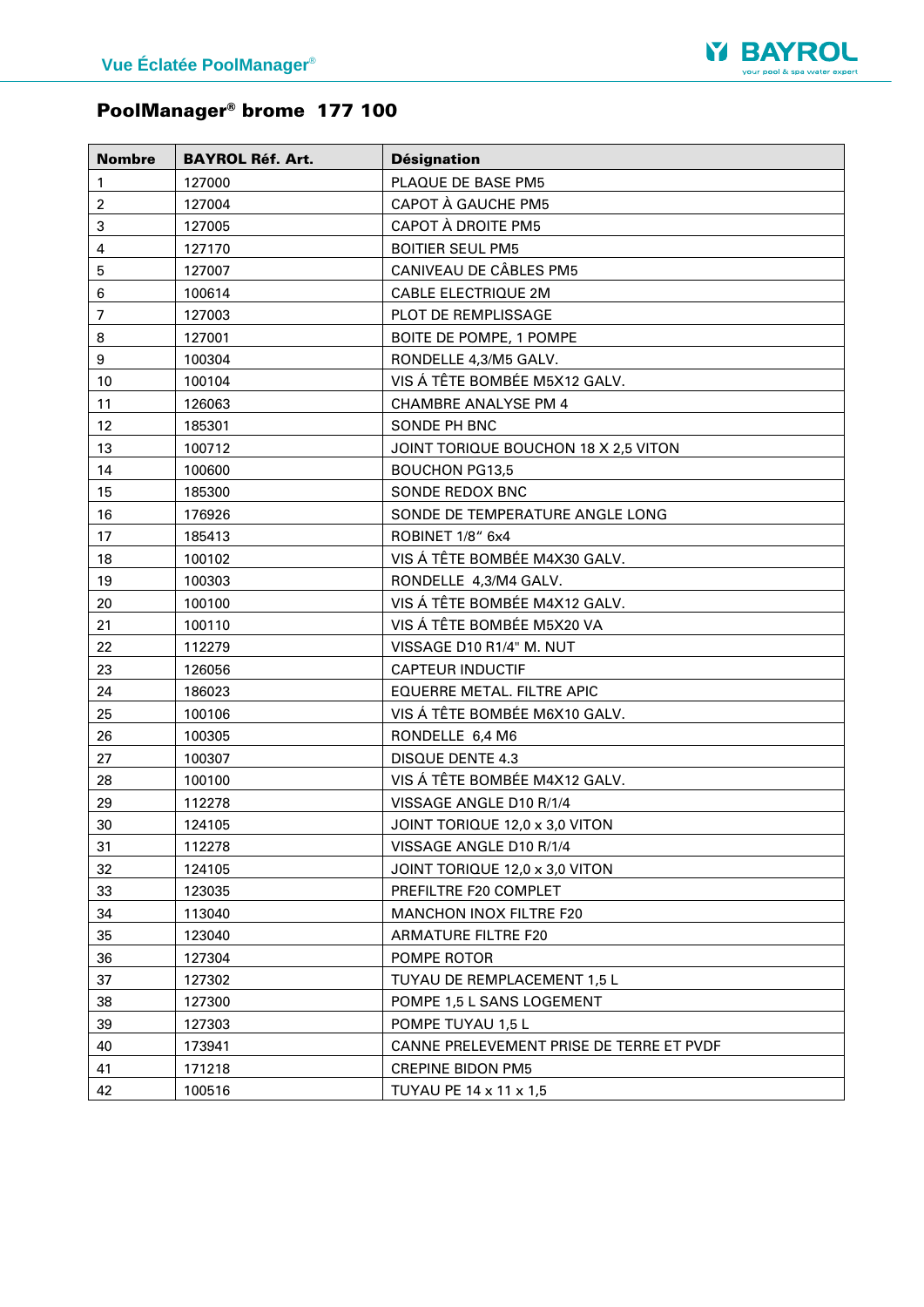## PoolManager® brome 177 100

| Nombre | BAYROL Réf. Art. | Désignation |
|---|---|---|
| 1 | 127000 | PLAQUE DE BASE PM5 |
| 2 | 127004 | CAPOT À GAUCHE PM5 |
| 3 | 127005 | CAPOT À DROITE PM5 |
| 4 | 127170 | BOITIER SEUL PM5 |
| 5 | 127007 | CANIVEAU DE CÂBLES PM5 |
| 6 | 100614 | CABLE ELECTRIQUE 2M |
| 7 | 127003 | PLOT DE REMPLISSAGE |
| 8 | 127001 | BOITE DE POMPE, 1 POMPE |
| 9 | 100304 | RONDELLE 4,3/M5 GALV. |
| 10 | 100104 | VIS Á TÊTE BOMBÉE M5X12 GALV. |
| 11 | 126063 | CHAMBRE ANALYSE PM 4 |
| 12 | 185301 | SONDE PH BNC |
| 13 | 100712 | JOINT TORIQUE BOUCHON 18 X 2,5 VITON |
| 14 | 100600 | BOUCHON PG13,5 |
| 15 | 185300 | SONDE REDOX BNC |
| 16 | 176926 | SONDE DE TEMPERATURE ANGLE LONG |
| 17 | 185413 | ROBINET 1/8“ 6x4 |
| 18 | 100102 | VIS Á TÊTE BOMBÉE M4X30 GALV. |
| 19 | 100303 | RONDELLE 4,3/M4 GALV. |
| 20 | 100100 | VIS Á TÊTE BOMBÉE M4X12 GALV. |
| 21 | 100110 | VIS Á TÊTE BOMBÉE M5X20 VA |
| 22 | 112279 | VISSAGE D10 R1/4" M. NUT |
| 23 | 126056 | CAPTEUR INDUCTIF |
| 24 | 186023 | EQUERRE METAL. FILTRE APIC |
| 25 | 100106 | VIS Á TÊTE BOMBÉE M6X10 GALV. |
| 26 | 100305 | RONDELLE 6,4 M6 |
| 27 | 100307 | DISQUE DENTE 4.3 |
| 28 | 100100 | VIS Á TÊTE BOMBÉE M4X12 GALV. |
| 29 | 112278 | VISSAGE ANGLE D10 R/1/4 |
| 30 | 124105 | JOINT TORIQUE 12,0 x 3,0 VITON |
| 31 | 112278 | VISSAGE ANGLE D10 R/1/4 |
| 32 | 124105 | JOINT TORIQUE 12,0 x 3,0 VITON |
| 33 | 123035 | PREFILTRE F20 COMPLET |
| 34 | 113040 | MANCHON INOX FILTRE F20 |
| 35 | 123040 | ARMATURE FILTRE F20 |
| 36 | 127304 | POMPE ROTOR |
| 37 | 127302 | TUYAU DE REMPLACEMENT 1,5 L |
| 38 | 127300 | POMPE 1,5 L SANS LOGEMENT |
| 39 | 127303 | POMPE TUYAU 1,5 L |
| 40 | 173941 | CANNE PRELEVEMENT PRISE DE TERRE ET PVDF |
| 41 | 171218 | CREPINE BIDON PM5 |
| 42 | 100516 | TUYAU PE 14 x 11 x 1,5 |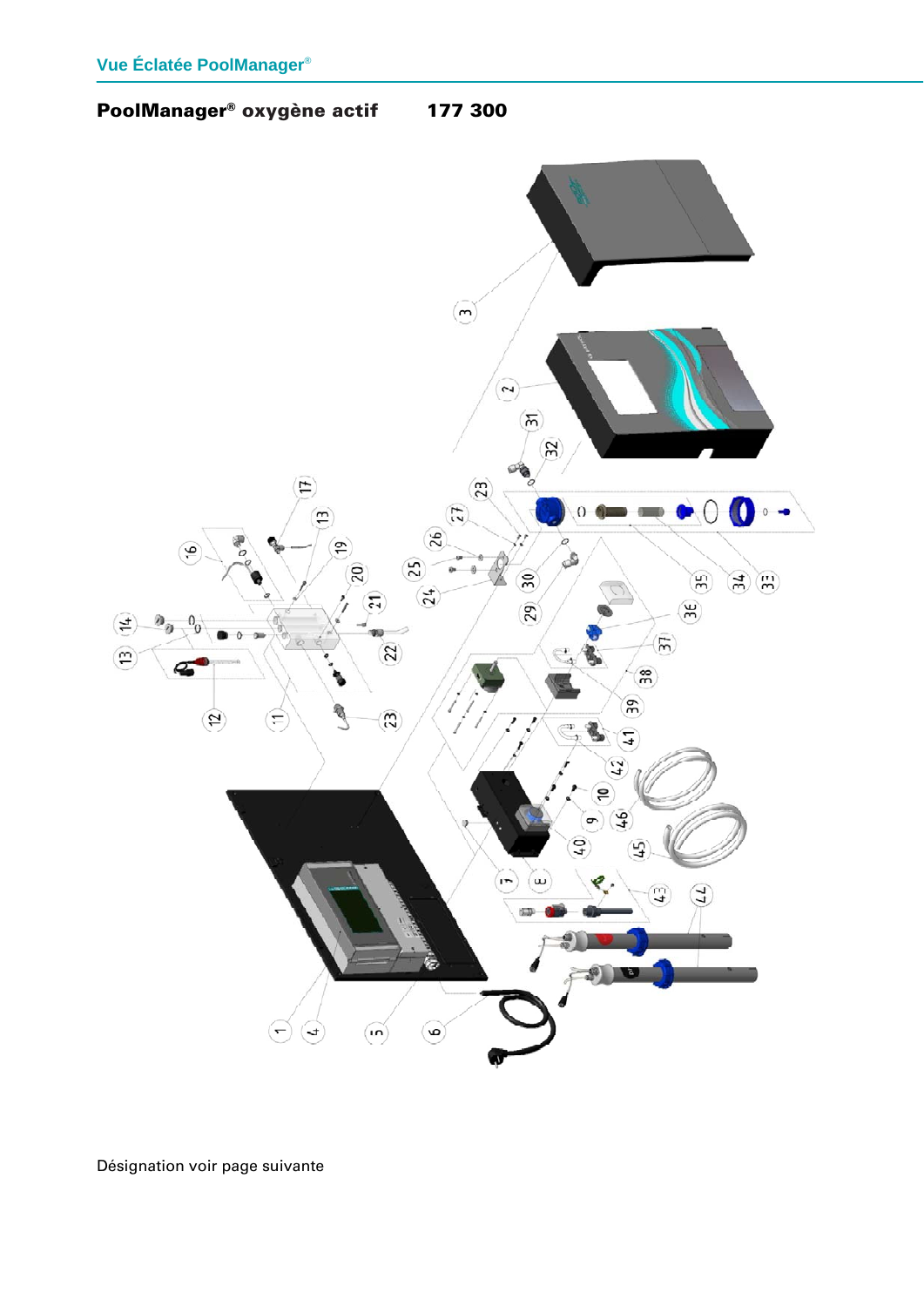Vue Éclatée PoolManager®

**PoolManager® oxygène actif**  **177 300**

Désignation voir page suivante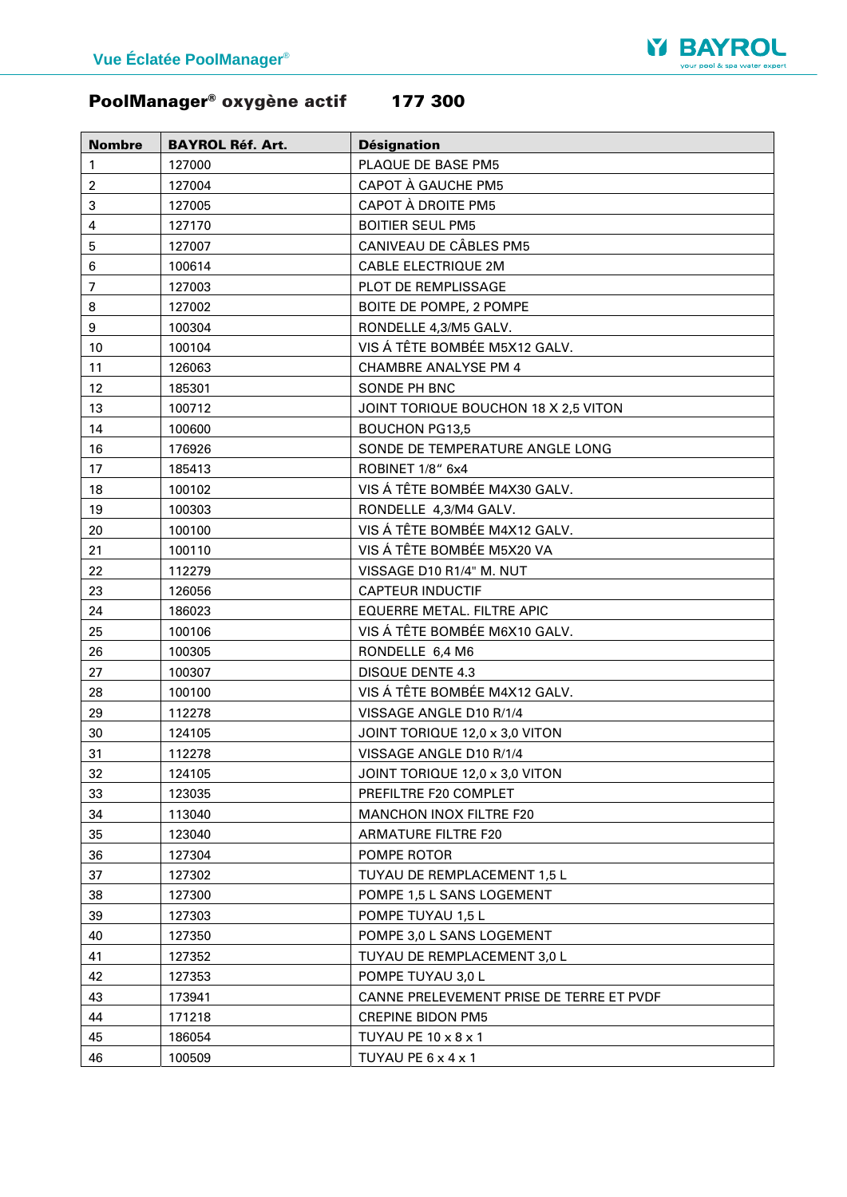# PoolManager® oxygène actif 177 300

| Nombre | BAYROL Réf. Art. | Désignation |
|---|---|---|
| 1 | 127000 | PLAQUE DE BASE PM5 |
| 2 | 127004 | CAPOT À GAUCHE PM5 |
| 3 | 127005 | CAPOT À DROITE PM5 |
| 4 | 127170 | BOITIER SEUL PM5 |
| 5 | 127007 | CANIVEAU DE CÂBLES PM5 |
| 6 | 100614 | CABLE ELECTRIQUE 2M |
| 7 | 127003 | PLOT DE REMPLISSAGE |
| 8 | 127002 | BOITE DE POMPE, 2 POMPE |
| 9 | 100304 | RONDELLE 4,3/M5 GALV. |
| 10 | 100104 | VIS Á TÊTE BOMBÉE M5X12 GALV. |
| 11 | 126063 | CHAMBRE ANALYSE PM 4 |
| 12 | 185301 | SONDE PH BNC |
| 13 | 100712 | JOINT TORIQUE BOUCHON 18 X 2,5 VITON |
| 14 | 100600 | BOUCHON PG13,5 |
| 16 | 176926 | SONDE DE TEMPERATURE ANGLE LONG |
| 17 | 185413 | ROBINET 1/8" 6x4 |
| 18 | 100102 | VIS Á TÊTE BOMBÉE M4X30 GALV. |
| 19 | 100303 | RONDELLE 4,3/M4 GALV. |
| 20 | 100100 | VIS Á TÊTE BOMBÉE M4X12 GALV. |
| 21 | 100110 | VIS Á TÊTE BOMBÉE M5X20 VA |
| 22 | 112279 | VISSAGE D10 R1/4" M. NUT |
| 23 | 126056 | CAPTEUR INDUCTIF |
| 24 | 186023 | EQUERRE METAL. FILTRE APIC |
| 25 | 100106 | VIS Á TÊTE BOMBÉE M6X10 GALV. |
| 26 | 100305 | RONDELLE 6,4 M6 |
| 27 | 100307 | DISQUE DENTE 4.3 |
| 28 | 100100 | VIS Á TÊTE BOMBÉE M4X12 GALV. |
| 29 | 112278 | VISSAGE ANGLE D10 R/1/4 |
| 30 | 124105 | JOINT TORIQUE 12,0 x 3,0 VITON |
| 31 | 112278 | VISSAGE ANGLE D10 R/1/4 |
| 32 | 124105 | JOINT TORIQUE 12,0 x 3,0 VITON |
| 33 | 123035 | PREFILTRE F20 COMPLET |
| 34 | 113040 | MANCHON INOX FILTRE F20 |
| 35 | 123040 | ARMATURE FILTRE F20 |
| 36 | 127304 | POMPE ROTOR |
| 37 | 127302 | TUYAU DE REMPLACEMENT 1,5 L |
| 38 | 127300 | POMPE 1,5 L SANS LOGEMENT |
| 39 | 127303 | POMPE TUYAU 1,5 L |
| 40 | 127350 | POMPE 3,0 L SANS LOGEMENT |
| 41 | 127352 | TUYAU DE REMPLACEMENT 3,0 L |
| 42 | 127353 | POMPE TUYAU 3,0 L |
| 43 | 173941 | CANNE PRELEVEMENT PRISE DE TERRE ET PVDF |
| 44 | 171218 | CREPINE BIDON PM5 |
| 45 | 186054 | TUYAU PE 10 x 8 x 1 |
| 46 | 100509 | TUYAU PE 6 x 4 x 1 |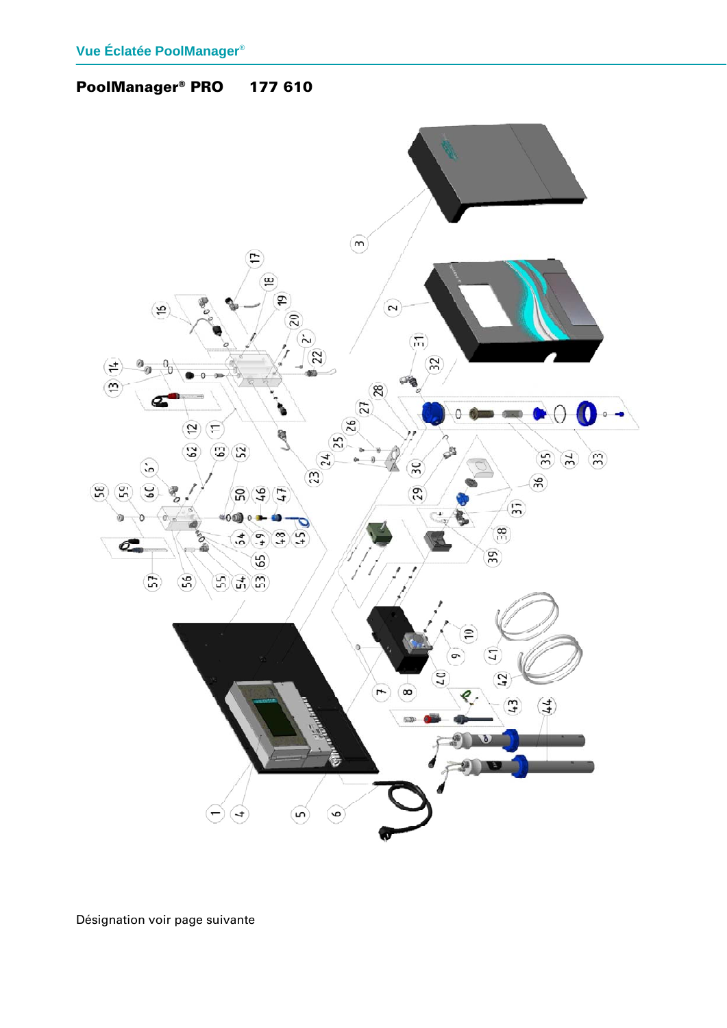## PoolManager® PRO 177 610

Désignation voir page suivante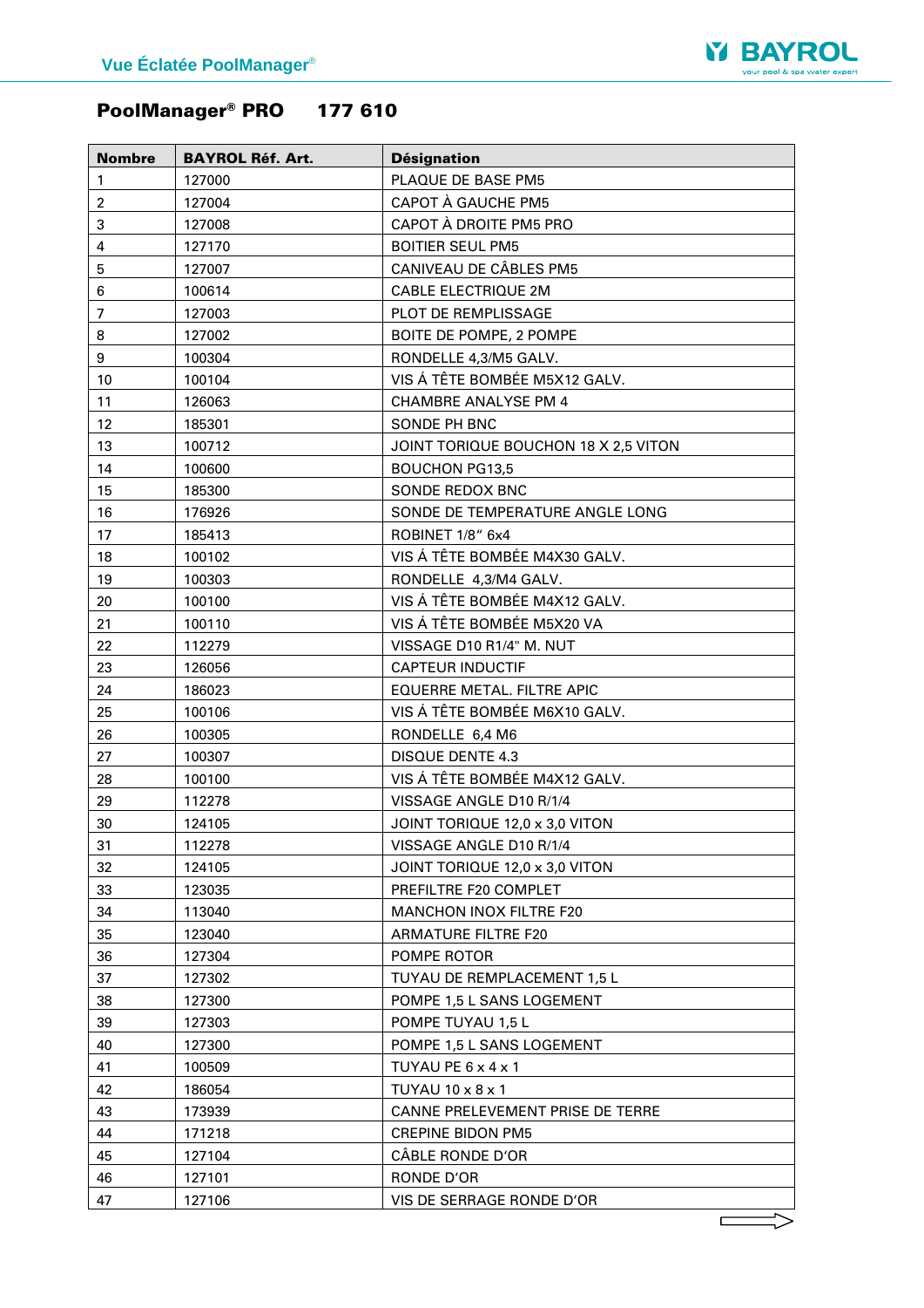# Vue Éclatée PoolManager®

## PoolManager® PRO 177 610

| Nombre | BAYROL Réf. Art. | Désignation |
|---|---|---|
| 1 | 127000 | PLAQUE DE BASE PM5 |
| 2 | 127004 | CAPOT À GAUCHE PM5 |
| 3 | 127008 | CAPOT À DROITE PM5 PRO |
| 4 | 127170 | BOITIER SEUL PM5 |
| 5 | 127007 | CANIVEAU DE CÂBLES PM5 |
| 6 | 100614 | CABLE ELECTRIQUE 2M |
| 7 | 127003 | PLOT DE REMPLISSAGE |
| 8 | 127002 | BOITE DE POMPE, 2 POMPE |
| 9 | 100304 | RONDELLE 4,3/M5 GALV. |
| 10 | 100104 | VIS Á TÊTE BOMBÉE M5X12 GALV. |
| 11 | 126063 | CHAMBRE ANALYSE PM 4 |
| 12 | 185301 | SONDE PH BNC |
| 13 | 100712 | JOINT TORIQUE BOUCHON 18 X 2,5 VITON |
| 14 | 100600 | BOUCHON PG13,5 |
| 15 | 185300 | SONDE REDOX BNC |
| 16 | 176926 | SONDE DE TEMPERATURE ANGLE LONG |
| 17 | 185413 | ROBINET 1/8“ 6x4 |
| 18 | 100102 | VIS Á TÊTE BOMBÉE M4X30 GALV. |
| 19 | 100303 | RONDELLE 4,3/M4 GALV. |
| 20 | 100100 | VIS Á TÊTE BOMBÉE M4X12 GALV. |
| 21 | 100110 | VIS Á TÊTE BOMBÉE M5X20 VA |
| 22 | 112279 | VISSAGE D10 R1/4" M. NUT |
| 23 | 126056 | CAPTEUR INDUCTIF |
| 24 | 186023 | EQUERRE METAL. FILTRE APIC |
| 25 | 100106 | VIS Á TÊTE BOMBÉE M6X10 GALV. |
| 26 | 100305 | RONDELLE 6,4 M6 |
| 27 | 100307 | DISQUE DENTE 4.3 |
| 28 | 100100 | VIS Á TÊTE BOMBÉE M4X12 GALV. |
| 29 | 112278 | VISSAGE ANGLE D10 R/1/4 |
| 30 | 124105 | JOINT TORIQUE 12,0 x 3,0 VITON |
| 31 | 112278 | VISSAGE ANGLE D10 R/1/4 |
| 32 | 124105 | JOINT TORIQUE 12,0 x 3,0 VITON |
| 33 | 123035 | PREFILTRE F20 COMPLET |
| 34 | 113040 | MANCHON INOX FILTRE F20 |
| 35 | 123040 | ARMATURE FILTRE F20 |
| 36 | 127304 | POMPE ROTOR |
| 37 | 127302 | TUYAU DE REMPLACEMENT 1,5 L |
| 38 | 127300 | POMPE 1,5 L SANS LOGEMENT |
| 39 | 127303 | POMPE TUYAU 1,5 L |
| 40 | 127300 | POMPE 1,5 L SANS LOGEMENT |
| 41 | 100509 | TUYAU PE 6 x 4 x 1 |
| 42 | 186054 | TUYAU 10 x 8 x 1 |
| 43 | 173939 | CANNE PRELEVEMENT PRISE DE TERRE |
| 44 | 171218 | CREPINE BIDON PM5 |
| 45 | 127104 | CÂBLE RONDE D'OR |
| 46 | 127101 | RONDE D'OR |
| 47 | 127106 | VIS DE SERRAGE RONDE D'OR |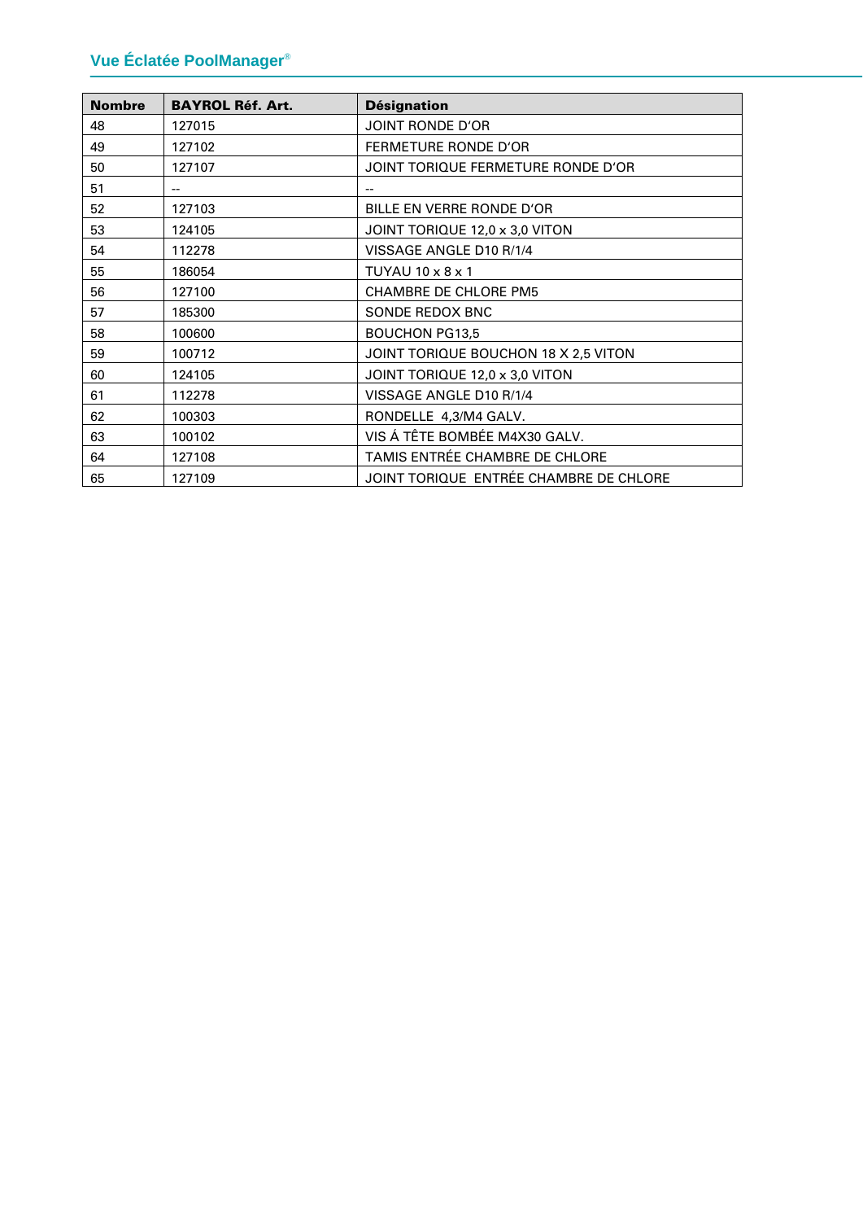## Vue Éclatée PoolManager®

| Nombre | BAYROL Réf. Art. | Désignation |
|---|---|---|
| 48 | 127015 | JOINT RONDE D'OR |
| 49 | 127102 | FERMETURE RONDE D'OR |
| 50 | 127107 | JOINT TORIQUE FERMETURE RONDE D'OR |
| 51 | -- | -- |
| 52 | 127103 | BILLE EN VERRE RONDE D'OR |
| 53 | 124105 | JOINT TORIQUE 12,0 x 3,0 VITON |
| 54 | 112278 | VISSAGE ANGLE D10 R/1/4 |
| 55 | 186054 | TUYAU 10 x 8 x 1 |
| 56 | 127100 | CHAMBRE DE CHLORE PM5 |
| 57 | 185300 | SONDE REDOX BNC |
| 58 | 100600 | BOUCHON PG13,5 |
| 59 | 100712 | JOINT TORIQUE BOUCHON 18 X 2,5 VITON |
| 60 | 124105 | JOINT TORIQUE 12,0 x 3,0 VITON |
| 61 | 112278 | VISSAGE ANGLE D10 R/1/4 |
| 62 | 100303 | RONDELLE 4,3/M4 GALV. |
| 63 | 100102 | VIS Á TÊTE BOMBÉE M4X30 GALV. |
| 64 | 127108 | TAMIS ENTRÉE CHAMBRE DE CHLORE |
| 65 | 127109 | JOINT TORIQUE ENTRÉE CHAMBRE DE CHLORE |